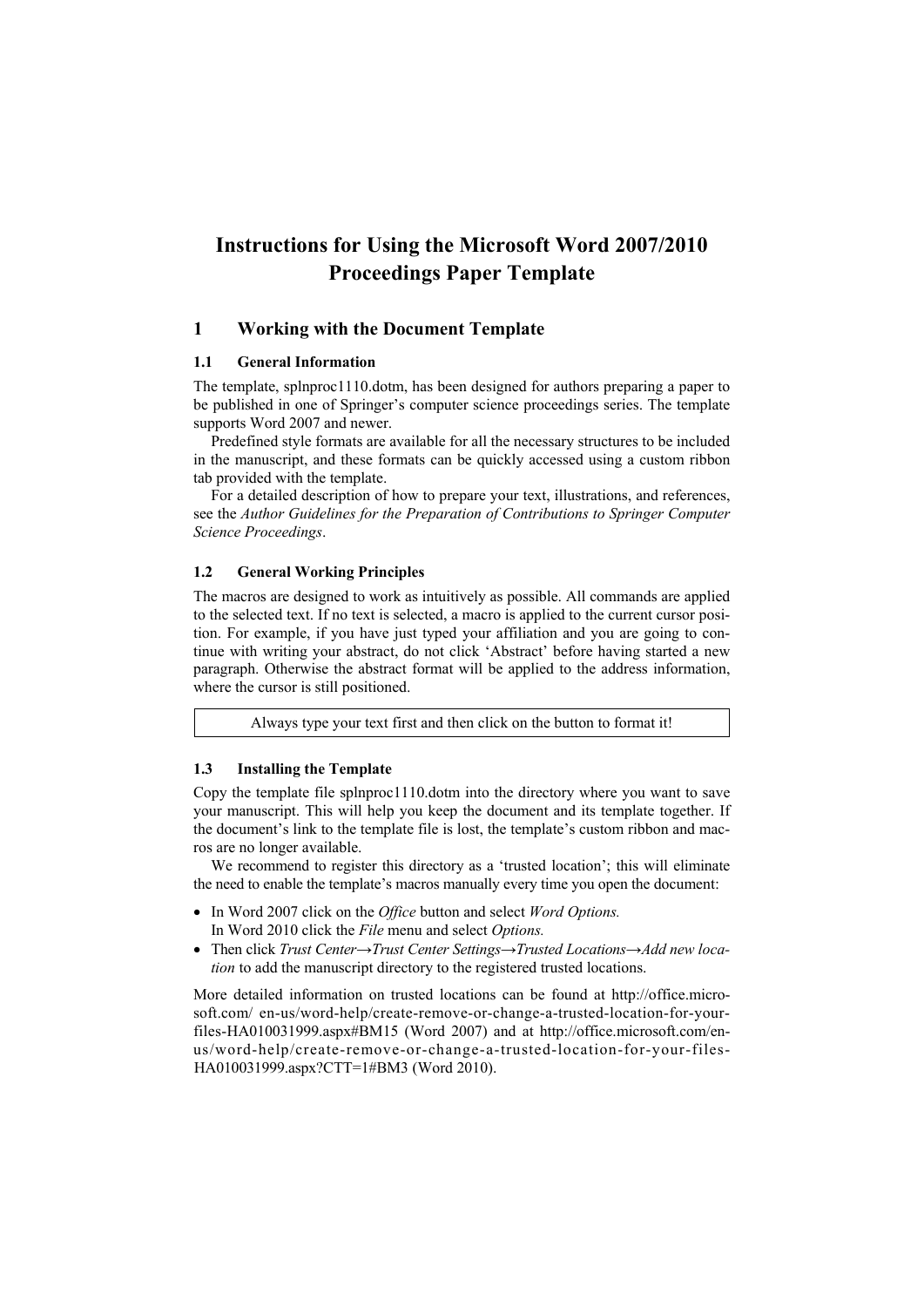# Instructions for Using the Microsoft Word 2007/2010 Proceedings Paper Template

## 1 Working with the Document Template

### 1.1 General Information

The template, splnproc1110.dotm, has been designed for authors preparing a paper to be published in one of Springer's computer science proceedings series. The template supports Word 2007 and newer.

Predefined style formats are available for all the necessary structures to be included in the manuscript, and these formats can be quickly accessed using a custom ribbon tab provided with the template.

For a detailed description of how to prepare your text, illustrations, and references, see the *Author Guidelines for the Preparation of Contributions to Springer Computer Science Proceedings*.

### 1.2 General Working Principles

The macros are designed to work as intuitively as possible. All commands are applied to the selected text. If no text is selected, a macro is applied to the current cursor position. For example, if you have just typed your affiliation and you are going to continue with writing your abstract, do not click 'Abstract' before having started a new paragraph. Otherwise the abstract format will be applied to the address information, where the cursor is still positioned.

| Always type your text first and then click on the button to format it! |
| --- |

### 1.3 Installing the Template

Copy the template file splnproc1110.dotm into the directory where you want to save your manuscript. This will help you keep the document and its template together. If the document's link to the template file is lost, the template's custom ribbon and macros are no longer available.

We recommend to register this directory as a 'trusted location'; this will eliminate the need to enable the template's macros manually every time you open the document:

- In Word 2007 click on the *Office* button and select *Word Options.*
  In Word 2010 click the *File* menu and select *Options.*
- Then click *Trust Center→Trust Center Settings→Trusted Locations→Add new location* to add the manuscript directory to the registered trusted locations.

More detailed information on trusted locations can be found at http://office.microsoft.com/ en-us/word-help/create-remove-or-change-a-trusted-location-for-your-files-HA010031999.aspx#BM15 (Word 2007) and at http://office.microsoft.com/en-us/word-help/create-remove-or-change-a-trusted-location-for-your-files-HA010031999.aspx?CTT=1#BM3 (Word 2010).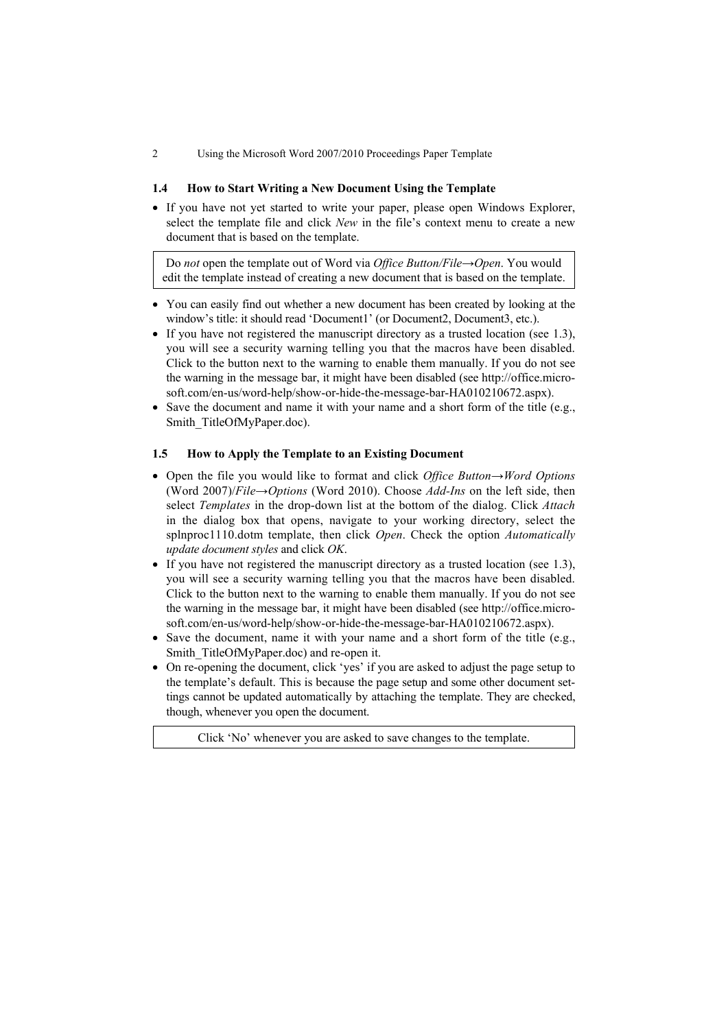### 1.4 How to Start Writing a New Document Using the Template

- If you have not yet started to write your paper, please open Windows Explorer, select the template file and click *New* in the file's context menu to create a new document that is based on the template.

> Do *not* open the template out of Word via *Office Button/File→Open*. You would edit the template instead of creating a new document that is based on the template.

- You can easily find out whether a new document has been created by looking at the window's title: it should read 'Document1' (or Document2, Document3, etc.).
- If you have not registered the manuscript directory as a trusted location (see 1.3), you will see a security warning telling you that the macros have been disabled. Click to the button next to the warning to enable them manually. If you do not see the warning in the message bar, it might have been disabled (see http://office.microsoft.com/en-us/word-help/show-or-hide-the-message-bar-HA010210672.aspx).
- Save the document and name it with your name and a short form of the title (e.g., Smith_TitleOfMyPaper.doc).

### 1.5 How to Apply the Template to an Existing Document

- Open the file you would like to format and click *Office Button→Word Options* (Word 2007)/*File→Options* (Word 2010). Choose *Add-Ins* on the left side, then select *Templates* in the drop-down list at the bottom of the dialog. Click *Attach* in the dialog box that opens, navigate to your working directory, select the splnproc1110.dotm template, then click *Open*. Check the option *Automatically update document styles* and click *OK*.
- If you have not registered the manuscript directory as a trusted location (see 1.3), you will see a security warning telling you that the macros have been disabled. Click to the button next to the warning to enable them manually. If you do not see the warning in the message bar, it might have been disabled (see http://office.microsoft.com/en-us/word-help/show-or-hide-the-message-bar-HA010210672.aspx).
- Save the document, name it with your name and a short form of the title (e.g., Smith_TitleOfMyPaper.doc) and re-open it.
- On re-opening the document, click 'yes' if you are asked to adjust the page setup to the template's default. This is because the page setup and some other document settings cannot be updated automatically by attaching the template. They are checked, though, whenever you open the document.

> Click 'No' whenever you are asked to save changes to the template.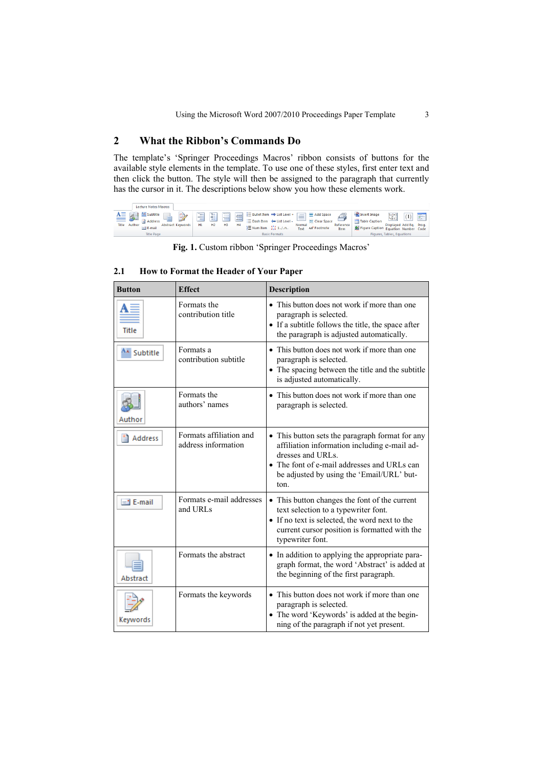## 2 What the Ribbon's Commands Do

The template's 'Springer Proceedings Macros' ribbon consists of buttons for the available style elements in the template. To use one of these styles, first enter text and then click the button. The style will then be assigned to the paragraph that currently has the cursor in it. The descriptions below show you how these elements work.

**Fig. 1.** Custom ribbon 'Springer Proceedings Macros'

### 2.1 How to Format the Header of Your Paper

| Button | Effect | Description |
|---|---|---|
| Title | Formats the contribution title | • This button does not work if more than one paragraph is selected.<br>• If a subtitle follows the title, the space after the paragraph is adjusted automatically. |
| Subtitle | Formats a contribution subtitle | • This button does not work if more than one paragraph is selected.<br>• The spacing between the title and the subtitle is adjusted automatically. |
| Author | Formats the authors' names | • This button does not work if more than one paragraph is selected. |
| Address | Formats affiliation and address information | • This button sets the paragraph format for any affiliation information including e-mail addresses and URLs.<br>• The font of e-mail addresses and URLs can be adjusted by using the 'Email/URL' button. |
| E-mail | Formats e-mail addresses and URLs | • This button changes the font of the current text selection to a typewriter font.<br>• If no text is selected, the word next to the current cursor position is formatted with the typewriter font. |
| Abstract | Formats the abstract | • In addition to applying the appropriate paragraph format, the word 'Abstract' is added at the beginning of the first paragraph. |
| Keywords | Formats the keywords | • This button does not work if more than one paragraph is selected.<br>• The word 'Keywords' is added at the beginning of the paragraph if not yet present. |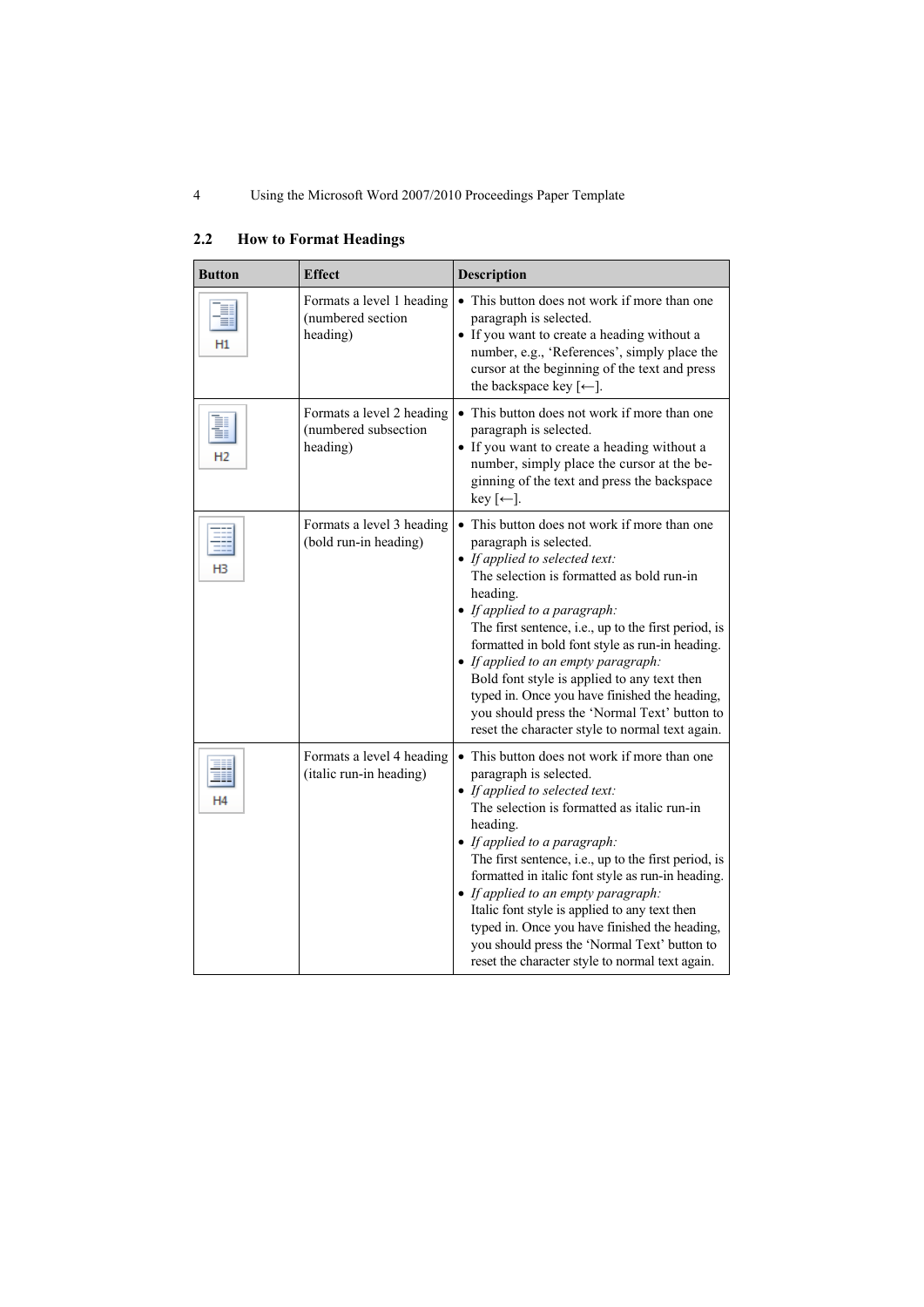## 2.2 How to Format Headings

| Button | Effect | Description |
|---|---|---|
| H1 | Formats a level 1 heading (numbered section heading) | • This button does not work if more than one paragraph is selected.<br>• If you want to create a heading without a number, e.g., 'References', simply place the cursor at the beginning of the text and press the backspace key [←]. |
| H2 | Formats a level 2 heading (numbered subsection heading) | • This button does not work if more than one paragraph is selected.<br>• If you want to create a heading without a number, simply place the cursor at the beginning of the text and press the backspace key [←]. |
| H3 | Formats a level 3 heading (bold run-in heading) | • This button does not work if more than one paragraph is selected.<br>• *If applied to selected text:* The selection is formatted as bold run-in heading.<br>• *If applied to a paragraph:* The first sentence, i.e., up to the first period, is formatted in bold font style as run-in heading.<br>• *If applied to an empty paragraph:* Bold font style is applied to any text then typed in. Once you have finished the heading, you should press the 'Normal Text' button to reset the character style to normal text again. |
| H4 | Formats a level 4 heading (italic run-in heading) | • This button does not work if more than one paragraph is selected.<br>• *If applied to selected text:* The selection is formatted as italic run-in heading.<br>• *If applied to a paragraph:* The first sentence, i.e., up to the first period, is formatted in italic font style as run-in heading.<br>• *If applied to an empty paragraph:* Italic font style is applied to any text then typed in. Once you have finished the heading, you should press the 'Normal Text' button to reset the character style to normal text again. |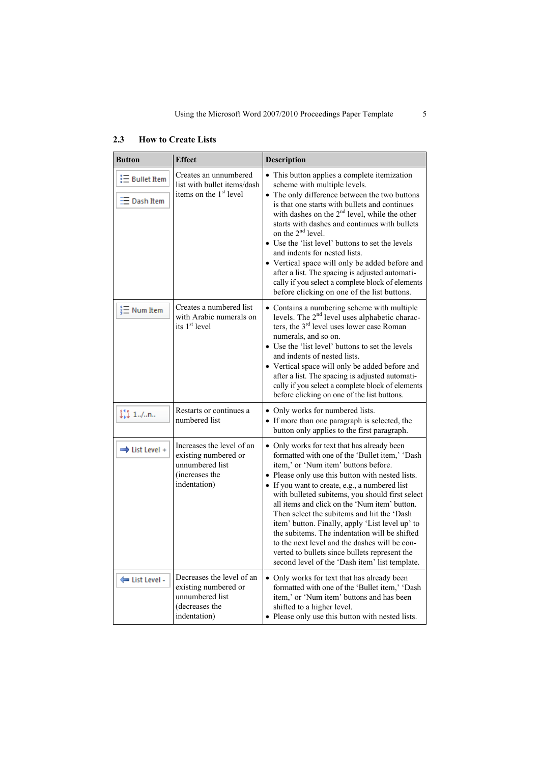## 2.3 How to Create Lists

| Button | Effect | Description |
|---|---|---|
| Bullet Item<br>Dash Item | Creates an unnumbered list with bullet items/dash items on the 1st level | • This button applies a complete itemization scheme with multiple levels.<br>• The only difference between the two buttons is that one starts with bullets and continues with dashes on the 2nd level, while the other starts with dashes and continues with bullets on the 2nd level.<br>• Use the 'list level' buttons to set the levels and indents for nested lists.<br>• Vertical space will only be added before and after a list. The spacing is adjusted automatically if you select a complete block of elements before clicking on one of the list buttons. |
| Num Item | Creates a numbered list with Arabic numerals on its 1st level | • Contains a numbering scheme with multiple levels. The 2nd level uses alphabetic characters, the 3rd level uses lower case Roman numerals, and so on.<br>• Use the 'list level' buttons to set the levels and indents of nested lists.<br>• Vertical space will only be added before and after a list. The spacing is adjusted automatically if you select a complete block of elements before clicking on one of the list buttons. |
| 1../..n.. | Restarts or continues a numbered list | • Only works for numbered lists.<br>• If more than one paragraph is selected, the button only applies to the first paragraph. |
| List Level + | Increases the level of an existing numbered or unnumbered list (increases the indentation) | • Only works for text that has already been formatted with one of the 'Bullet item,' 'Dash item,' or 'Num item' buttons before.<br>• Please only use this button with nested lists.<br>• If you want to create, e.g., a numbered list with bulleted subitems, you should first select all items and click on the 'Num item' button. Then select the subitems and hit the 'Dash item' button. Finally, apply 'List level up' to the subitems. The indentation will be shifted to the next level and the dashes will be converted to bullets since bullets represent the second level of the 'Dash item' list template. |
| List Level - | Decreases the level of an existing numbered or unnumbered list (decreases the indentation) | • Only works for text that has already been formatted with one of the 'Bullet item,' 'Dash item,' or 'Num item' buttons and has been shifted to a higher level.<br>• Please only use this button with nested lists. |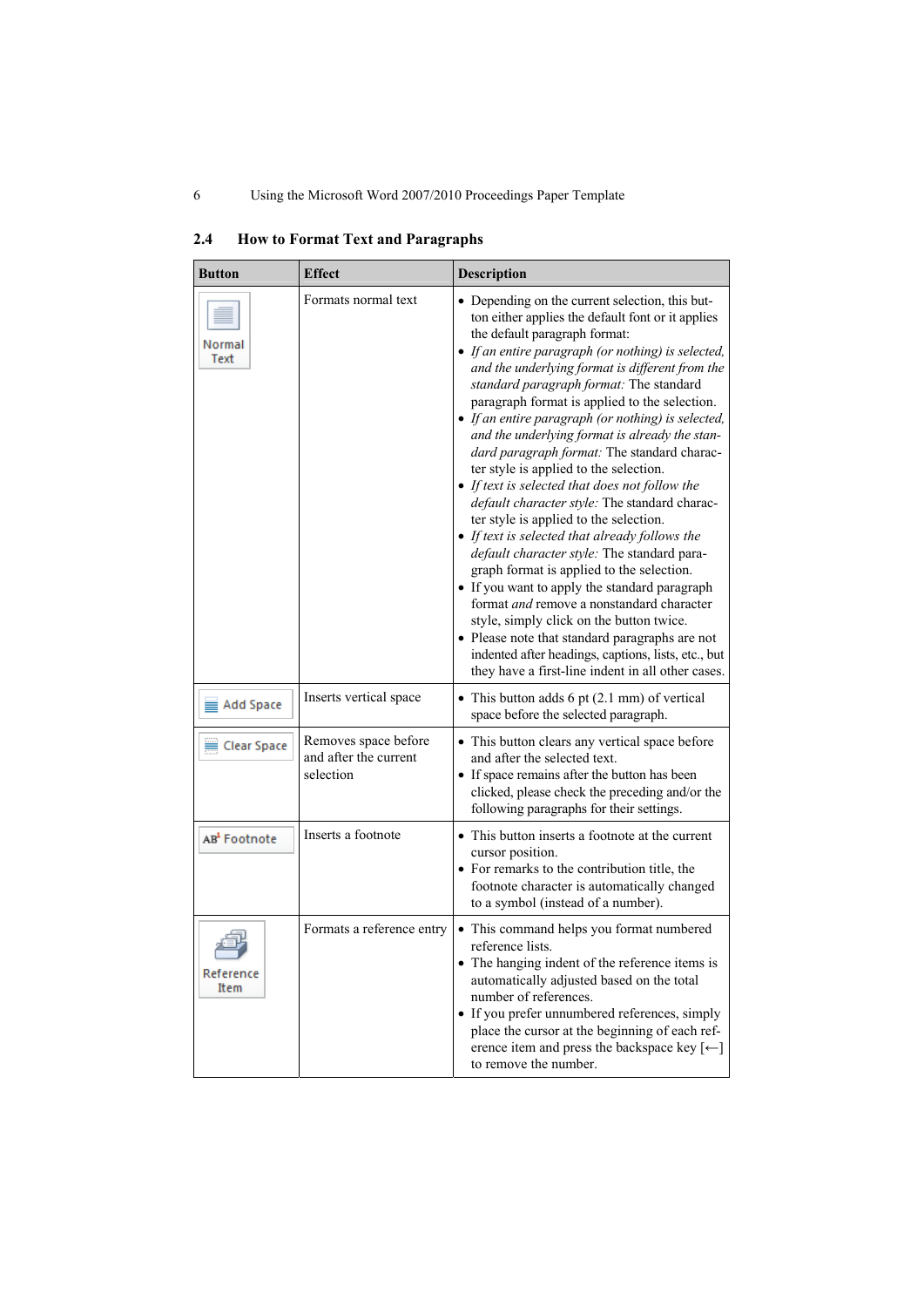## 2.4 How to Format Text and Paragraphs

| Button | Effect | Description |
|---|---|---|
| Normal Text | Formats normal text | • Depending on the current selection, this button either applies the default font or it applies the default paragraph format:<br>• *If an entire paragraph (or nothing) is selected, and the underlying format is different from the standard paragraph format:* The standard paragraph format is applied to the selection.<br>• *If an entire paragraph (or nothing) is selected, and the underlying format is already the standard paragraph format:* The standard character style is applied to the selection.<br>• *If text is selected that does not follow the default character style:* The standard character style is applied to the selection.<br>• *If text is selected that already follows the default character style:* The standard paragraph format is applied to the selection.<br>• If you want to apply the standard paragraph format *and* remove a nonstandard character style, simply click on the button twice.<br>• Please note that standard paragraphs are not indented after headings, captions, lists, etc., but they have a first-line indent in all other cases. |
| Add Space | Inserts vertical space | • This button adds 6 pt (2.1 mm) of vertical space before the selected paragraph. |
| Clear Space | Removes space before and after the current selection | • This button clears any vertical space before and after the selected text.<br>• If space remains after the button has been clicked, please check the preceding and/or the following paragraphs for their settings. |
| AB[1] Footnote | Inserts a footnote | • This button inserts a footnote at the current cursor position.<br>• For remarks to the contribution title, the footnote character is automatically changed to a symbol (instead of a number). |
| Reference Item | Formats a reference entry | • This command helps you format numbered reference lists.<br>• The hanging indent of the reference items is automatically adjusted based on the total number of references.<br>• If you prefer unnumbered references, simply place the cursor at the beginning of each reference item and press the backspace key [←] to remove the number. |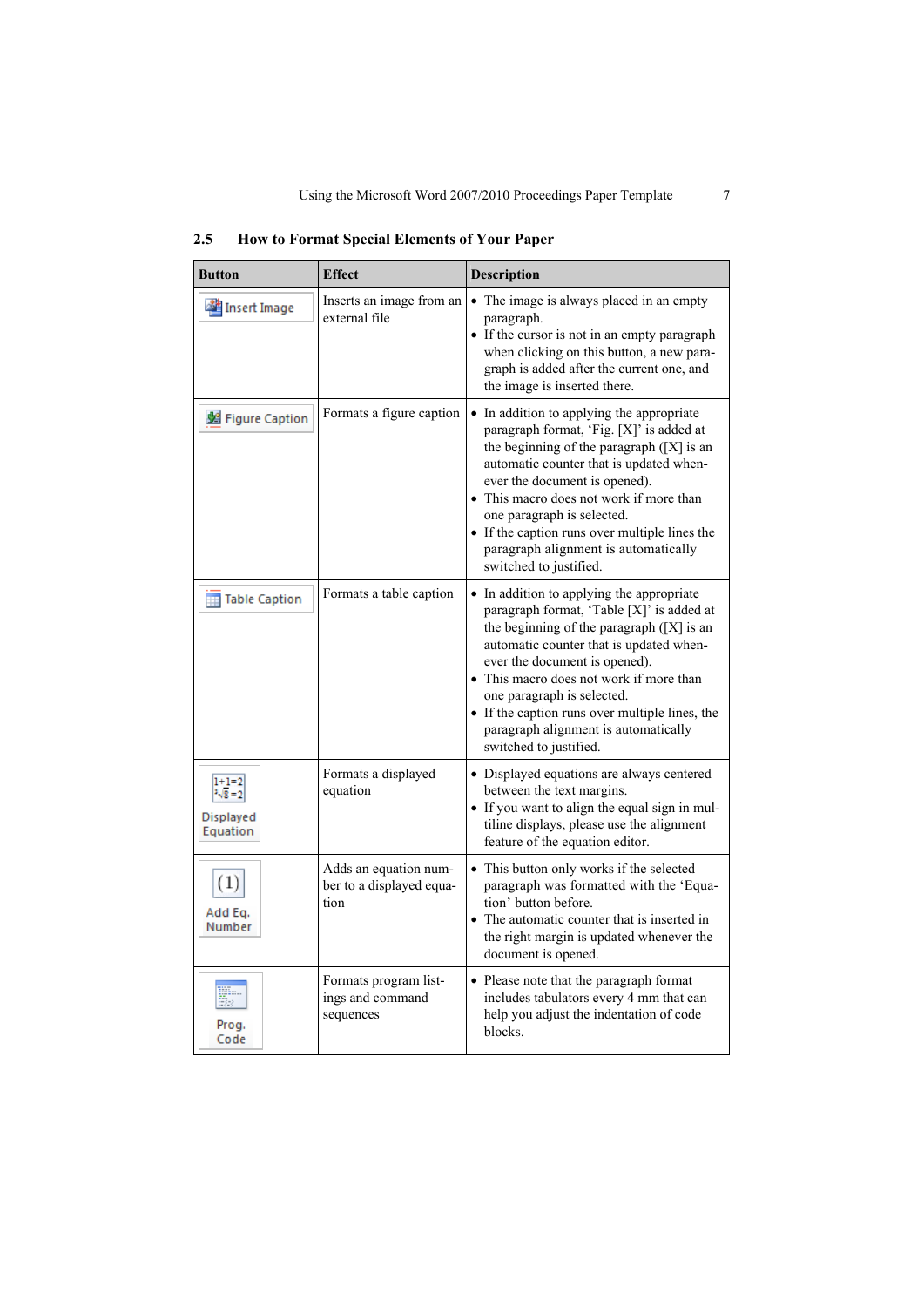### 2.5 How to Format Special Elements of Your Paper

| Button | Effect | Description |
|---|---|---|
| Insert Image | Inserts an image from an external file | • The image is always placed in an empty paragraph.<br>• If the cursor is not in an empty paragraph when clicking on this button, a new paragraph is added after the current one, and the image is inserted there. |
| Figure Caption | Formats a figure caption | • In addition to applying the appropriate paragraph format, 'Fig. [X]' is added at the beginning of the paragraph ([X] is an automatic counter that is updated whenever the document is opened).<br>• This macro does not work if more than one paragraph is selected.<br>• If the caption runs over multiple lines the paragraph alignment is automatically switched to justified. |
| Table Caption | Formats a table caption | • In addition to applying the appropriate paragraph format, 'Table [X]' is added at the beginning of the paragraph ([X] is an automatic counter that is updated whenever the document is opened).<br>• This macro does not work if more than one paragraph is selected.<br>• If the caption runs over multiple lines, the paragraph alignment is automatically switched to justified. |
| Displayed Equation | Formats a displayed equation | • Displayed equations are always centered between the text margins.<br>• If you want to align the equal sign in multiline displays, please use the alignment feature of the equation editor. |
| (1) Add Eq. Number | Adds an equation number to a displayed equation | • This button only works if the selected paragraph was formatted with the 'Equation' button before.<br>• The automatic counter that is inserted in the right margin is updated whenever the document is opened. |
| Prog. Code | Formats program listings and command sequences | • Please note that the paragraph format includes tabulators every 4 mm that can help you adjust the indentation of code blocks. |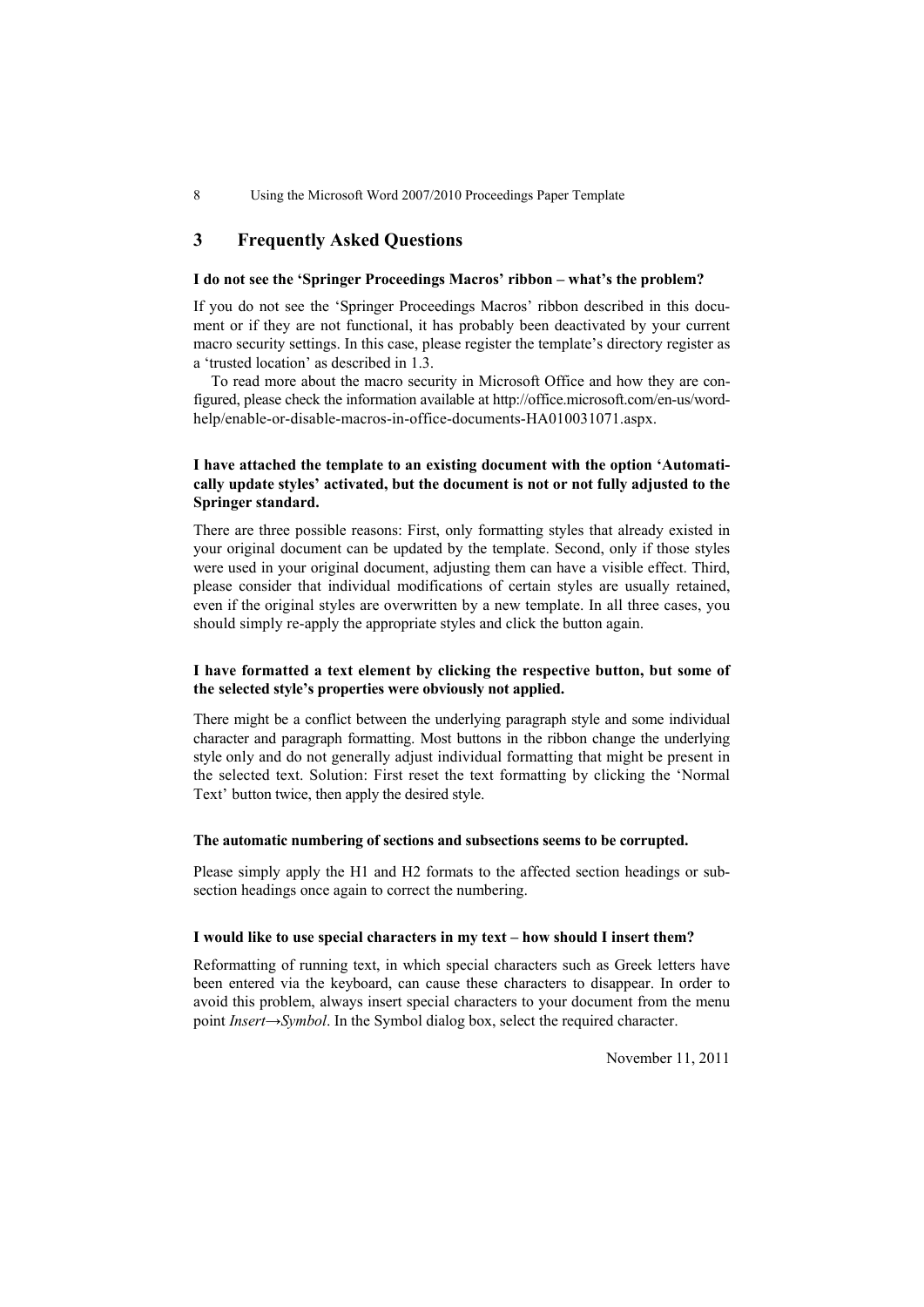# 3 Frequently Asked Questions

**I do not see the 'Springer Proceedings Macros' ribbon – what's the problem?**

If you do not see the 'Springer Proceedings Macros' ribbon described in this document or if they are not functional, it has probably been deactivated by your current macro security settings. In this case, please register the template's directory register as a 'trusted location' as described in 1.3.

To read more about the macro security in Microsoft Office and how they are configured, please check the information available at http://office.microsoft.com/en-us/word-help/enable-or-disable-macros-in-office-documents-HA010031071.aspx.

**I have attached the template to an existing document with the option 'Automatically update styles' activated, but the document is not or not fully adjusted to the Springer standard.**

There are three possible reasons: First, only formatting styles that already existed in your original document can be updated by the template. Second, only if those styles were used in your original document, adjusting them can have a visible effect. Third, please consider that individual modifications of certain styles are usually retained, even if the original styles are overwritten by a new template. In all three cases, you should simply re-apply the appropriate styles and click the button again.

**I have formatted a text element by clicking the respective button, but some of the selected style's properties were obviously not applied.**

There might be a conflict between the underlying paragraph style and some individual character and paragraph formatting. Most buttons in the ribbon change the underlying style only and do not generally adjust individual formatting that might be present in the selected text. Solution: First reset the text formatting by clicking the 'Normal Text' button twice, then apply the desired style.

**The automatic numbering of sections and subsections seems to be corrupted.**

Please simply apply the H1 and H2 formats to the affected section headings or subsection headings once again to correct the numbering.

**I would like to use special characters in my text – how should I insert them?**

Reformatting of running text, in which special characters such as Greek letters have been entered via the keyboard, can cause these characters to disappear. In order to avoid this problem, always insert special characters to your document from the menu point *Insert→Symbol*. In the Symbol dialog box, select the required character.

November 11, 2011